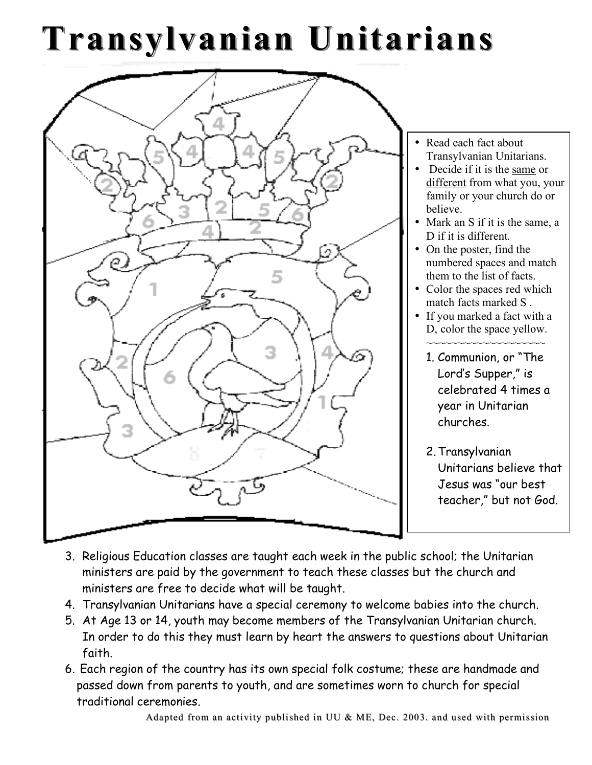# Transylvanian Unitarians

- Read each fact about Transylvanian Unitarians.
- Decide if it is the <u>same</u> or <u>different</u> from what you, your family or your church do or believe.
- Mark an S if it is the same, a D if it is different.
- On the poster, find the numbered spaces and match them to the list of facts.
- Color the spaces red which match facts marked S .
- If you marked a fact with a D, color the space yellow.

~~~~~~~~~~~~~~~~~~~~

1. Communion, or "The Lord's Supper," is celebrated 4 times a year in Unitarian churches.
2. Transylvanian Unitarians believe that Jesus was "our best teacher," but not God.
3. Religious Education classes are taught each week in the public school; the Unitarian ministers are paid by the government to teach these classes but the church and ministers are free to decide what will be taught.
4. Transylvanian Unitarians have a special ceremony to welcome babies into the church.
5. At Age 13 or 14, youth may become members of the Transylvanian Unitarian church. In order to do this they must learn by heart the answers to questions about Unitarian faith.
6. Each region of the country has its own special folk costume; these are handmade and passed down from parents to youth, and are sometimes worn to church for special traditional ceremonies.

Adapted from an activity published in UU & ME, Dec. 2003. and used with permission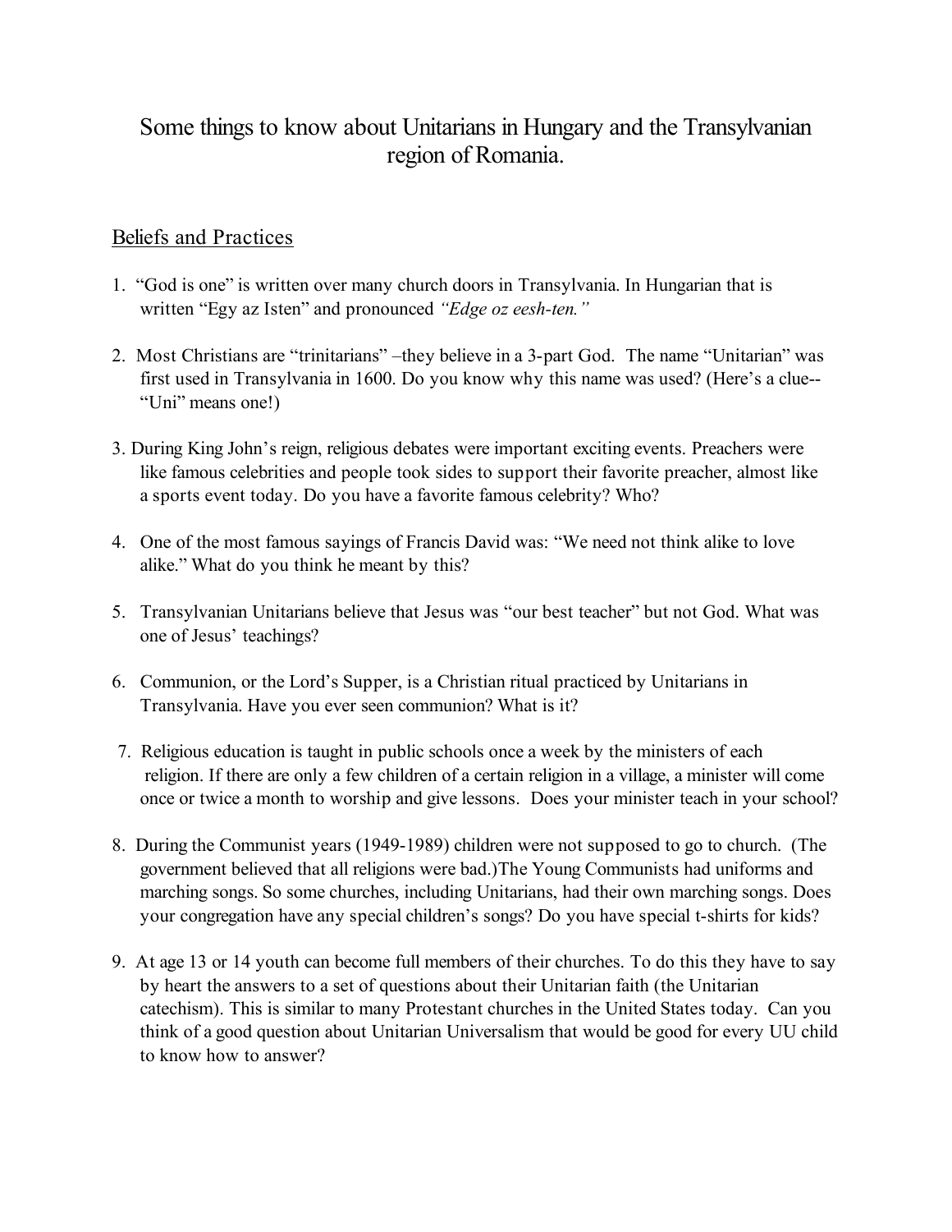# Some things to know about Unitarians in Hungary and the Transylvanian region of Romania.

## Beliefs and Practices

1. "God is one" is written over many church doors in Transylvania. In Hungarian that is written "Egy az Isten" and pronounced *"Edge oz eesh-ten."*

2. Most Christians are "trinitarians" –they believe in a 3-part God. The name "Unitarian" was first used in Transylvania in 1600. Do you know why this name was used? (Here's a clue-- "Uni" means one!)

3. During King John's reign, religious debates were important exciting events. Preachers were like famous celebrities and people took sides to support their favorite preacher, almost like a sports event today. Do you have a favorite famous celebrity? Who?

4. One of the most famous sayings of Francis David was: "We need not think alike to love alike." What do you think he meant by this?

5. Transylvanian Unitarians believe that Jesus was "our best teacher" but not God. What was one of Jesus' teachings?

6. Communion, or the Lord's Supper, is a Christian ritual practiced by Unitarians in Transylvania. Have you ever seen communion? What is it?

7. Religious education is taught in public schools once a week by the ministers of each religion. If there are only a few children of a certain religion in a village, a minister will come once or twice a month to worship and give lessons. Does your minister teach in your school?

8. During the Communist years (1949-1989) children were not supposed to go to church. (The government believed that all religions were bad.)The Young Communists had uniforms and marching songs. So some churches, including Unitarians, had their own marching songs. Does your congregation have any special children's songs? Do you have special t-shirts for kids?

9. At age 13 or 14 youth can become full members of their churches. To do this they have to say by heart the answers to a set of questions about their Unitarian faith (the Unitarian catechism). This is similar to many Protestant churches in the United States today. Can you think of a good question about Unitarian Universalism that would be good for every UU child to know how to answer?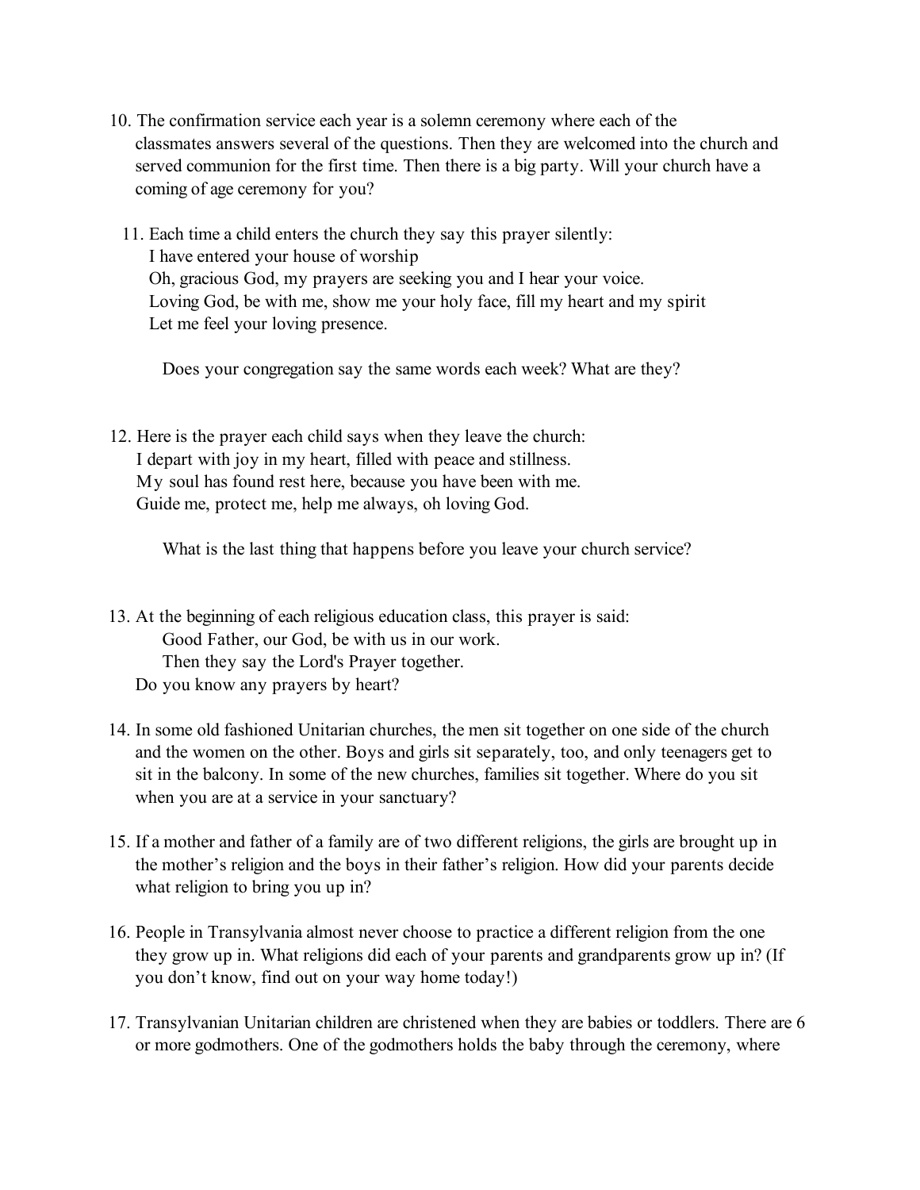10. The confirmation service each year is a solemn ceremony where each of the classmates answers several of the questions. Then they are welcomed into the church and served communion for the first time. Then there is a big party. Will your church have a coming of age ceremony for you?

11. Each time a child enters the church they say this prayer silently:
    I have entered your house of worship
    Oh, gracious God, my prayers are seeking you and I hear your voice.
    Loving God, be with me, show me your holy face, fill my heart and my spirit
    Let me feel your loving presence.

    Does your congregation say the same words each week? What are they?

12. Here is the prayer each child says when they leave the church:
    I depart with joy in my heart, filled with peace and stillness.
    My soul has found rest here, because you have been with me.
    Guide me, protect me, help me always, oh loving God.

    What is the last thing that happens before you leave your church service?

13. At the beginning of each religious education class, this prayer is said:
    Good Father, our God, be with us in our work.
    Then they say the Lord's Prayer together.
    Do you know any prayers by heart?

14. In some old fashioned Unitarian churches, the men sit together on one side of the church and the women on the other. Boys and girls sit separately, too, and only teenagers get to sit in the balcony. In some of the new churches, families sit together. Where do you sit when you are at a service in your sanctuary?

15. If a mother and father of a family are of two different religions, the girls are brought up in the mother's religion and the boys in their father's religion. How did your parents decide what religion to bring you up in?

16. People in Transylvania almost never choose to practice a different religion from the one they grow up in. What religions did each of your parents and grandparents grow up in? (If you don't know, find out on your way home today!)

17. Transylvanian Unitarian children are christened when they are babies or toddlers. There are 6 or more godmothers. One of the godmothers holds the baby through the ceremony, where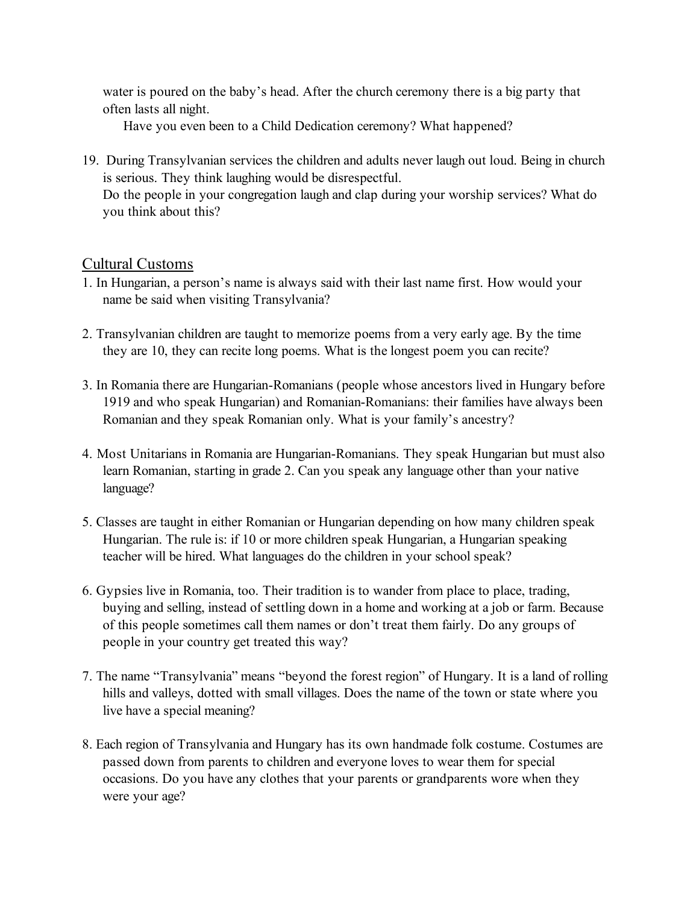water is poured on the baby's head. After the church ceremony there is a big party that often lasts all night.

Have you even been to a Child Dedication ceremony? What happened?

19. During Transylvanian services the children and adults never laugh out loud. Being in church is serious. They think laughing would be disrespectful.
    Do the people in your congregation laugh and clap during your worship services? What do you think about this?

## Cultural Customs

1. In Hungarian, a person's name is always said with their last name first. How would your name be said when visiting Transylvania?

2. Transylvanian children are taught to memorize poems from a very early age. By the time they are 10, they can recite long poems. What is the longest poem you can recite?

3. In Romania there are Hungarian-Romanians (people whose ancestors lived in Hungary before 1919 and who speak Hungarian) and Romanian-Romanians: their families have always been Romanian and they speak Romanian only. What is your family's ancestry?

4. Most Unitarians in Romania are Hungarian-Romanians. They speak Hungarian but must also learn Romanian, starting in grade 2. Can you speak any language other than your native language?

5. Classes are taught in either Romanian or Hungarian depending on how many children speak Hungarian. The rule is: if 10 or more children speak Hungarian, a Hungarian speaking teacher will be hired. What languages do the children in your school speak?

6. Gypsies live in Romania, too. Their tradition is to wander from place to place, trading, buying and selling, instead of settling down in a home and working at a job or farm. Because of this people sometimes call them names or don't treat them fairly. Do any groups of people in your country get treated this way?

7. The name "Transylvania" means "beyond the forest region" of Hungary. It is a land of rolling hills and valleys, dotted with small villages. Does the name of the town or state where you live have a special meaning?

8. Each region of Transylvania and Hungary has its own handmade folk costume. Costumes are passed down from parents to children and everyone loves to wear them for special occasions. Do you have any clothes that your parents or grandparents wore when they were your age?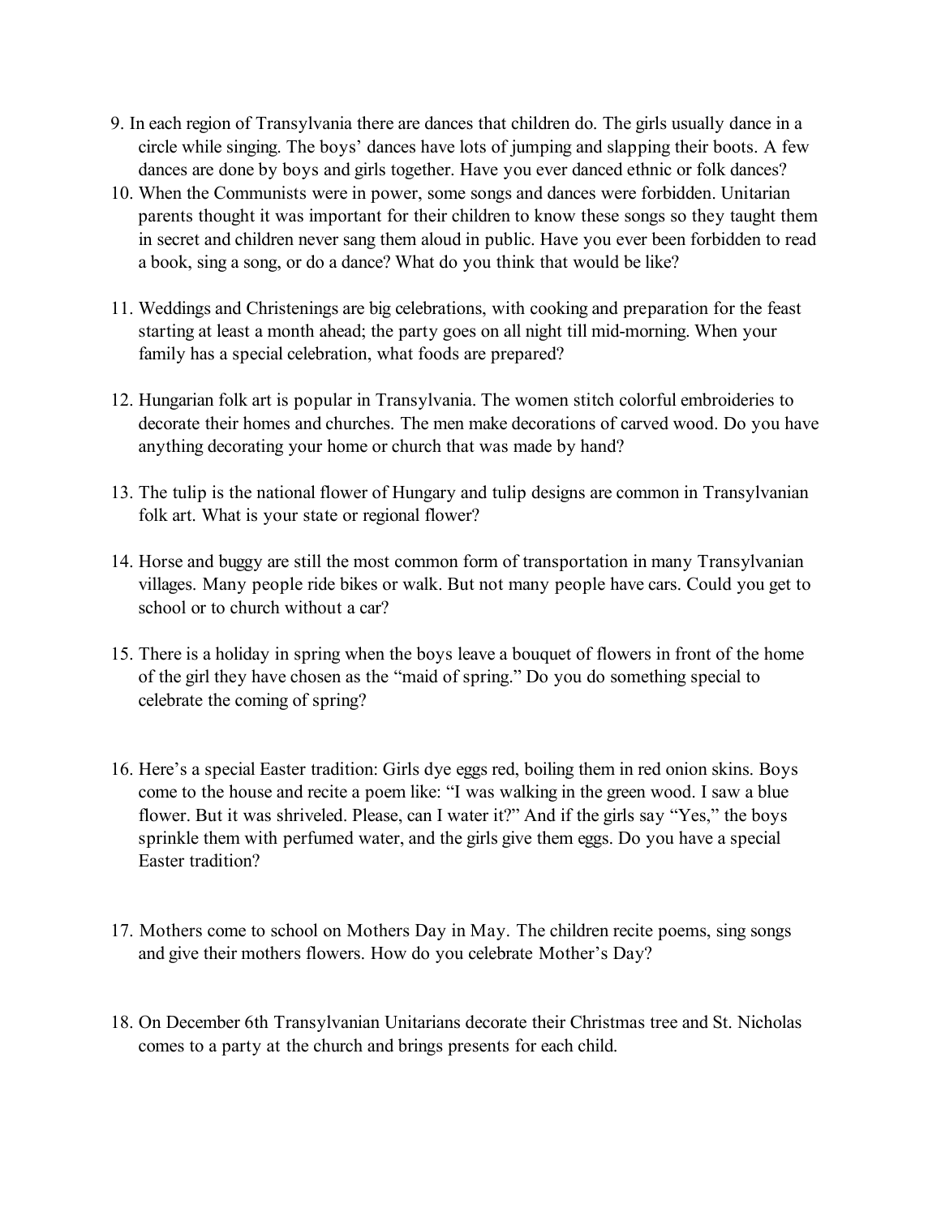9. In each region of Transylvania there are dances that children do. The girls usually dance in a circle while singing. The boys' dances have lots of jumping and slapping their boots. A few dances are done by boys and girls together. Have you ever danced ethnic or folk dances?
10. When the Communists were in power, some songs and dances were forbidden. Unitarian parents thought it was important for their children to know these songs so they taught them in secret and children never sang them aloud in public. Have you ever been forbidden to read a book, sing a song, or do a dance? What do you think that would be like?
11. Weddings and Christenings are big celebrations, with cooking and preparation for the feast starting at least a month ahead; the party goes on all night till mid-morning. When your family has a special celebration, what foods are prepared?
12. Hungarian folk art is popular in Transylvania. The women stitch colorful embroideries to decorate their homes and churches. The men make decorations of carved wood. Do you have anything decorating your home or church that was made by hand?
13. The tulip is the national flower of Hungary and tulip designs are common in Transylvanian folk art. What is your state or regional flower?
14. Horse and buggy are still the most common form of transportation in many Transylvanian villages. Many people ride bikes or walk. But not many people have cars. Could you get to school or to church without a car?
15. There is a holiday in spring when the boys leave a bouquet of flowers in front of the home of the girl they have chosen as the "maid of spring." Do you do something special to celebrate the coming of spring?
16. Here's a special Easter tradition: Girls dye eggs red, boiling them in red onion skins. Boys come to the house and recite a poem like: "I was walking in the green wood. I saw a blue flower. But it was shriveled. Please, can I water it?" And if the girls say "Yes," the boys sprinkle them with perfumed water, and the girls give them eggs. Do you have a special Easter tradition?
17. Mothers come to school on Mothers Day in May. The children recite poems, sing songs and give their mothers flowers. How do you celebrate Mother's Day?
18. On December 6th Transylvanian Unitarians decorate their Christmas tree and St. Nicholas comes to a party at the church and brings presents for each child.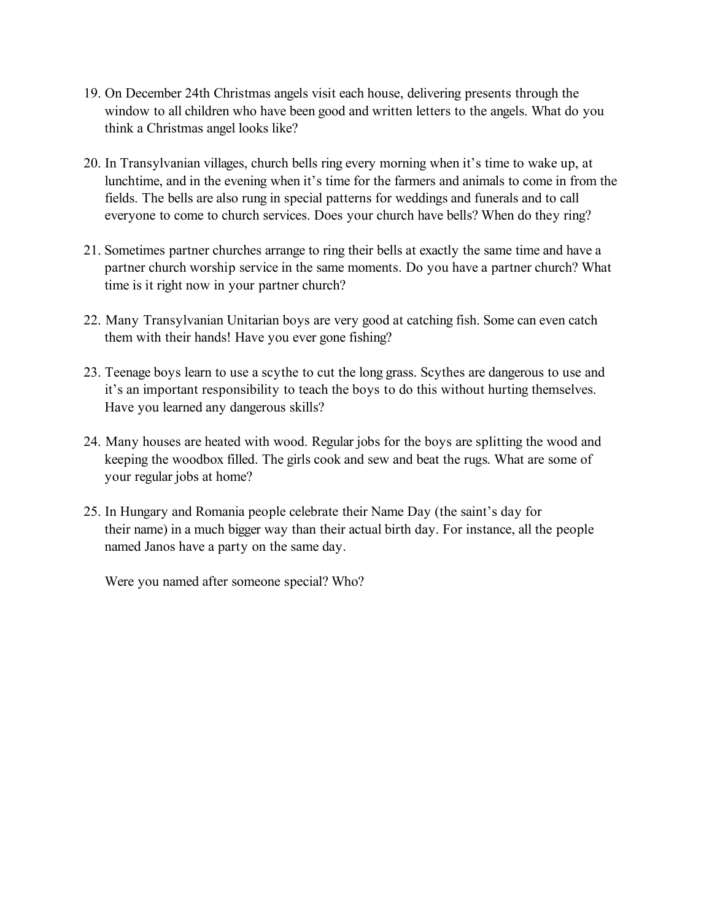19. On December 24th Christmas angels visit each house, delivering presents through the window to all children who have been good and written letters to the angels. What do you think a Christmas angel looks like?

20. In Transylvanian villages, church bells ring every morning when it's time to wake up, at lunchtime, and in the evening when it's time for the farmers and animals to come in from the fields. The bells are also rung in special patterns for weddings and funerals and to call everyone to come to church services. Does your church have bells? When do they ring?

21. Sometimes partner churches arrange to ring their bells at exactly the same time and have a partner church worship service in the same moments. Do you have a partner church? What time is it right now in your partner church?

22. Many Transylvanian Unitarian boys are very good at catching fish. Some can even catch them with their hands! Have you ever gone fishing?

23. Teenage boys learn to use a scythe to cut the long grass. Scythes are dangerous to use and it's an important responsibility to teach the boys to do this without hurting themselves. Have you learned any dangerous skills?

24. Many houses are heated with wood. Regular jobs for the boys are splitting the wood and keeping the woodbox filled. The girls cook and sew and beat the rugs. What are some of your regular jobs at home?

25. In Hungary and Romania people celebrate their Name Day (the saint's day for their name) in a much bigger way than their actual birth day. For instance, all the people named Janos have a party on the same day.

    Were you named after someone special? Who?